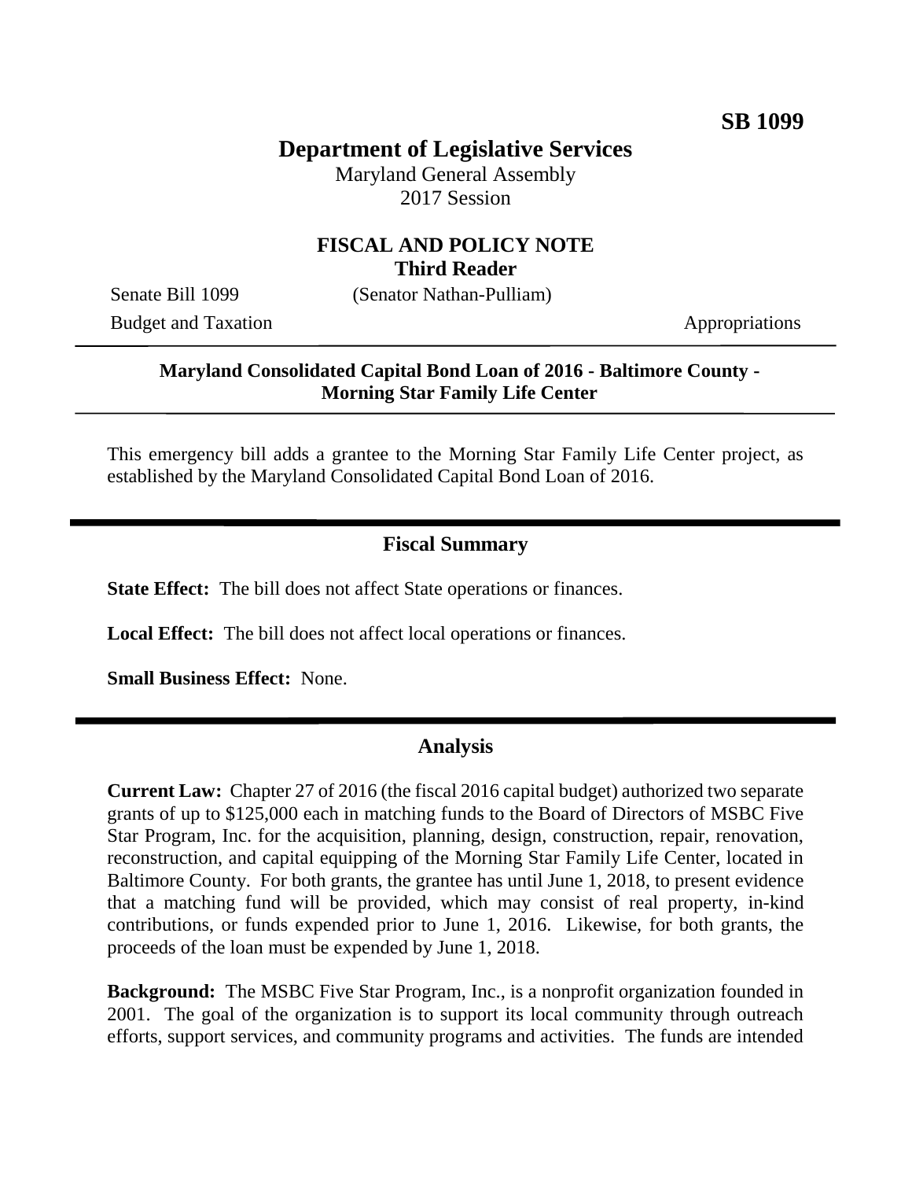**SB 1099**

# Department of Legislative Services

Maryland General Assembly
2017 Session

## FISCAL AND POLICY NOTE
**Third Reader**

Senate Bill 1099 (Senator Nathan-Pulliam)
Budget and Taxation Appropriations

---

**Maryland Consolidated Capital Bond Loan of 2016 - Baltimore County - Morning Star Family Life Center**

---

This emergency bill adds a grantee to the Morning Star Family Life Center project, as established by the Maryland Consolidated Capital Bond Loan of 2016.

## Fiscal Summary

**State Effect:** The bill does not affect State operations or finances.

**Local Effect:** The bill does not affect local operations or finances.

**Small Business Effect:** None.

## Analysis

**Current Law:** Chapter 27 of 2016 (the fiscal 2016 capital budget) authorized two separate grants of up to $125,000 each in matching funds to the Board of Directors of MSBC Five Star Program, Inc. for the acquisition, planning, design, construction, repair, renovation, reconstruction, and capital equipping of the Morning Star Family Life Center, located in Baltimore County. For both grants, the grantee has until June 1, 2018, to present evidence that a matching fund will be provided, which may consist of real property, in-kind contributions, or funds expended prior to June 1, 2016. Likewise, for both grants, the proceeds of the loan must be expended by June 1, 2018.

**Background:** The MSBC Five Star Program, Inc., is a nonprofit organization founded in 2001. The goal of the organization is to support its local community through outreach efforts, support services, and community programs and activities. The funds are intended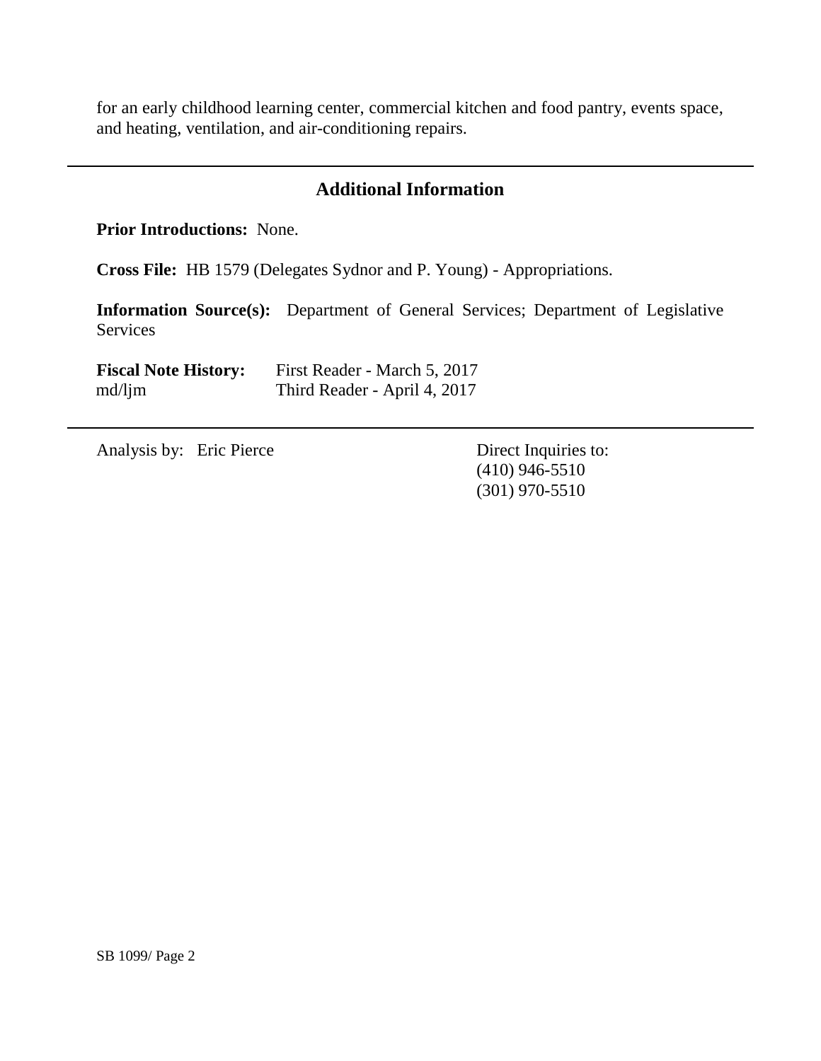for an early childhood learning center, commercial kitchen and food pantry, events space, and heating, ventilation, and air-conditioning repairs.

## Additional Information

**Prior Introductions:** None.

**Cross File:** HB 1579 (Delegates Sydnor and P. Young) - Appropriations.

**Information Source(s):** Department of General Services; Department of Legislative Services

**Fiscal Note History:** First Reader - March 5, 2017
md/ljm Third Reader - April 4, 2017

Analysis by: Eric Pierce

Direct Inquiries to:
(410) 946-5510
(301) 970-5510